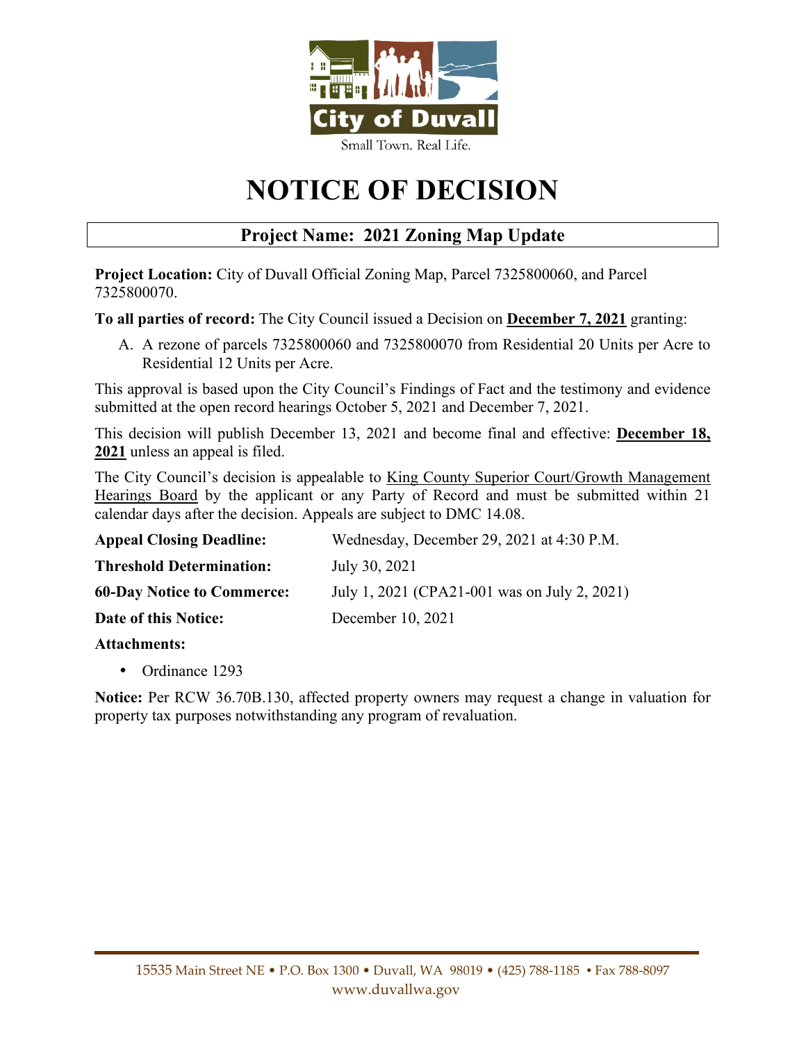City of Duvall

Small Town. Real Life.

# NOTICE OF DECISION

## Project Name: 2021 Zoning Map Update

**Project Location:** City of Duvall Official Zoning Map, Parcel 7325800060, and Parcel 7325800070.

**To all parties of record:** The City Council issued a Decision on **December 7, 2021** granting:

A. A rezone of parcels 7325800060 and 7325800070 from Residential 20 Units per Acre to Residential 12 Units per Acre.

This approval is based upon the City Council's Findings of Fact and the testimony and evidence submitted at the open record hearings October 5, 2021 and December 7, 2021.

This decision will publish December 13, 2021 and become final and effective: **December 18, 2021** unless an appeal is filed.

The City Council's decision is appealable to King County Superior Court/Growth Management Hearings Board by the applicant or any Party of Record and must be submitted within 21 calendar days after the decision. Appeals are subject to DMC 14.08.

| | |
|---|---|
| **Appeal Closing Deadline:** | Wednesday, December 29, 2021 at 4:30 P.M. |
| **Threshold Determination:** | July 30, 2021 |
| **60-Day Notice to Commerce:** | July 1, 2021 (CPA21-001 was on July 2, 2021) |
| **Date of this Notice:** | December 10, 2021 |

**Attachments:**

- Ordinance 1293

**Notice:** Per RCW 36.70B.130, affected property owners may request a change in valuation for property tax purposes notwithstanding any program of revaluation.

15535 Main Street NE • P.O. Box 1300 • Duvall, WA 98019 • (425) 788-1185 • Fax 788-8097
www.duvallwa.gov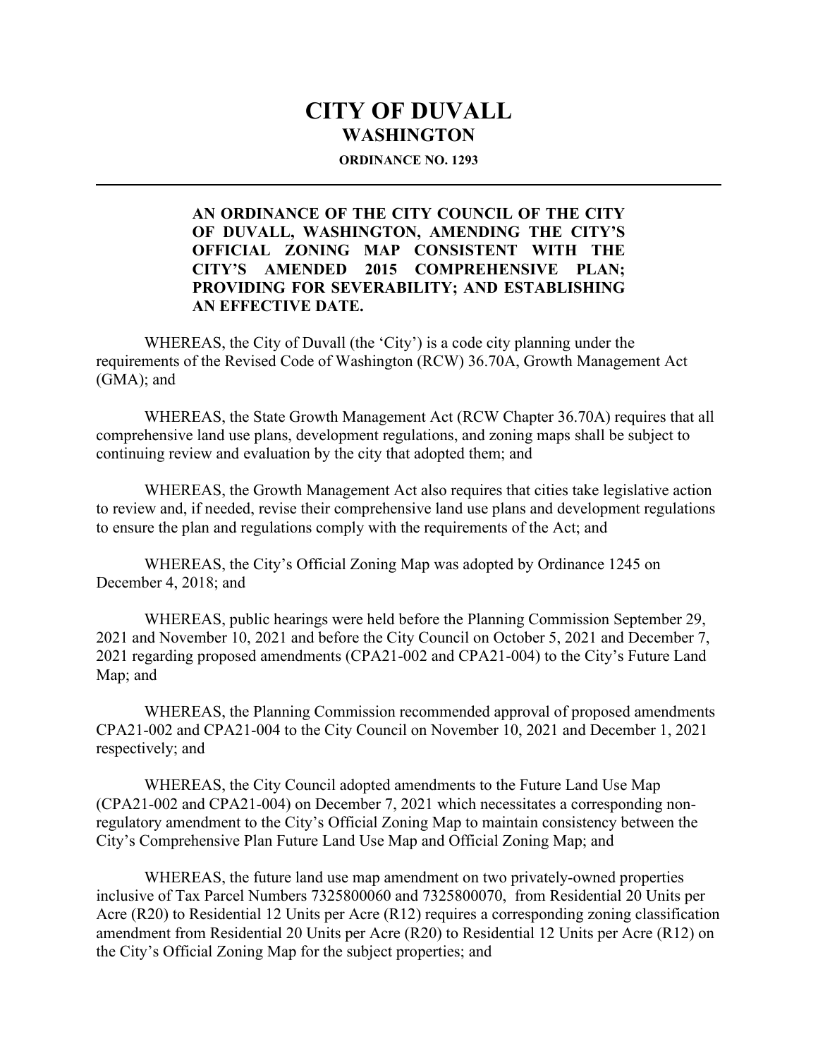# CITY OF DUVALL

## WASHINGTON

**ORDINANCE NO. 1293**

---

**AN ORDINANCE OF THE CITY COUNCIL OF THE CITY OF DUVALL, WASHINGTON, AMENDING THE CITY'S OFFICIAL ZONING MAP CONSISTENT WITH THE CITY'S AMENDED 2015 COMPREHENSIVE PLAN; PROVIDING FOR SEVERABILITY; AND ESTABLISHING AN EFFECTIVE DATE.**

WHEREAS, the City of Duvall (the 'City') is a code city planning under the requirements of the Revised Code of Washington (RCW) 36.70A, Growth Management Act (GMA); and

WHEREAS, the State Growth Management Act (RCW Chapter 36.70A) requires that all comprehensive land use plans, development regulations, and zoning maps shall be subject to continuing review and evaluation by the city that adopted them; and

WHEREAS, the Growth Management Act also requires that cities take legislative action to review and, if needed, revise their comprehensive land use plans and development regulations to ensure the plan and regulations comply with the requirements of the Act; and

WHEREAS, the City's Official Zoning Map was adopted by Ordinance 1245 on December 4, 2018; and

WHEREAS, public hearings were held before the Planning Commission September 29, 2021 and November 10, 2021 and before the City Council on October 5, 2021 and December 7, 2021 regarding proposed amendments (CPA21-002 and CPA21-004) to the City's Future Land Map; and

WHEREAS, the Planning Commission recommended approval of proposed amendments CPA21-002 and CPA21-004 to the City Council on November 10, 2021 and December 1, 2021 respectively; and

WHEREAS, the City Council adopted amendments to the Future Land Use Map (CPA21-002 and CPA21-004) on December 7, 2021 which necessitates a corresponding non-regulatory amendment to the City's Official Zoning Map to maintain consistency between the City's Comprehensive Plan Future Land Use Map and Official Zoning Map; and

WHEREAS, the future land use map amendment on two privately-owned properties inclusive of Tax Parcel Numbers 7325800060 and 7325800070, from Residential 20 Units per Acre (R20) to Residential 12 Units per Acre (R12) requires a corresponding zoning classification amendment from Residential 20 Units per Acre (R20) to Residential 12 Units per Acre (R12) on the City's Official Zoning Map for the subject properties; and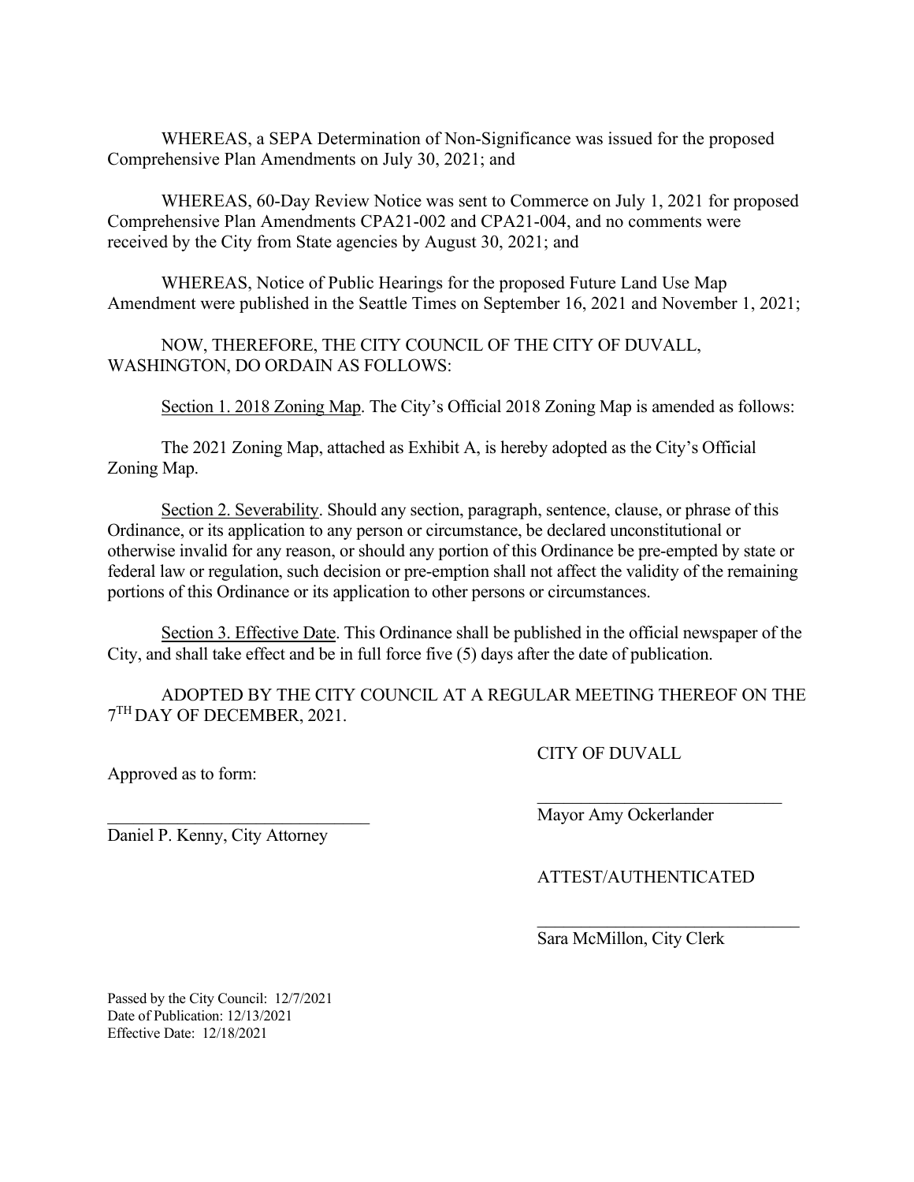WHEREAS, a SEPA Determination of Non-Significance was issued for the proposed Comprehensive Plan Amendments on July 30, 2021; and

WHEREAS, 60-Day Review Notice was sent to Commerce on July 1, 2021 for proposed Comprehensive Plan Amendments CPA21-002 and CPA21-004, and no comments were received by the City from State agencies by August 30, 2021; and

WHEREAS, Notice of Public Hearings for the proposed Future Land Use Map Amendment were published in the Seattle Times on September 16, 2021 and November 1, 2021;

NOW, THEREFORE, THE CITY COUNCIL OF THE CITY OF DUVALL, WASHINGTON, DO ORDAIN AS FOLLOWS:

Section 1. 2018 Zoning Map. The City's Official 2018 Zoning Map is amended as follows:

The 2021 Zoning Map, attached as Exhibit A, is hereby adopted as the City's Official Zoning Map.

Section 2. Severability. Should any section, paragraph, sentence, clause, or phrase of this Ordinance, or its application to any person or circumstance, be declared unconstitutional or otherwise invalid for any reason, or should any portion of this Ordinance be pre-empted by state or federal law or regulation, such decision or pre-emption shall not affect the validity of the remaining portions of this Ordinance or its application to other persons or circumstances.

Section 3. Effective Date. This Ordinance shall be published in the official newspaper of the City, and shall take effect and be in full force five (5) days after the date of publication.

ADOPTED BY THE CITY COUNCIL AT A REGULAR MEETING THEREOF ON THE 7TH DAY OF DECEMBER, 2021.

CITY OF DUVALL

Approved as to form:

\_\_\_\_\_\_\_\_\_\_\_\_\_\_\_\_\_\_\_\_\_\_\_\_\_\_\_\_
Mayor Amy Ockerlander

\_\_\_\_\_\_\_\_\_\_\_\_\_\_\_\_\_\_\_\_\_\_\_\_\_\_\_\_
Daniel P. Kenny, City Attorney

ATTEST/AUTHENTICATED

\_\_\_\_\_\_\_\_\_\_\_\_\_\_\_\_\_\_\_\_\_\_\_\_\_\_\_\_
Sara McMillon, City Clerk

Passed by the City Council: 12/7/2021
Date of Publication: 12/13/2021
Effective Date: 12/18/2021